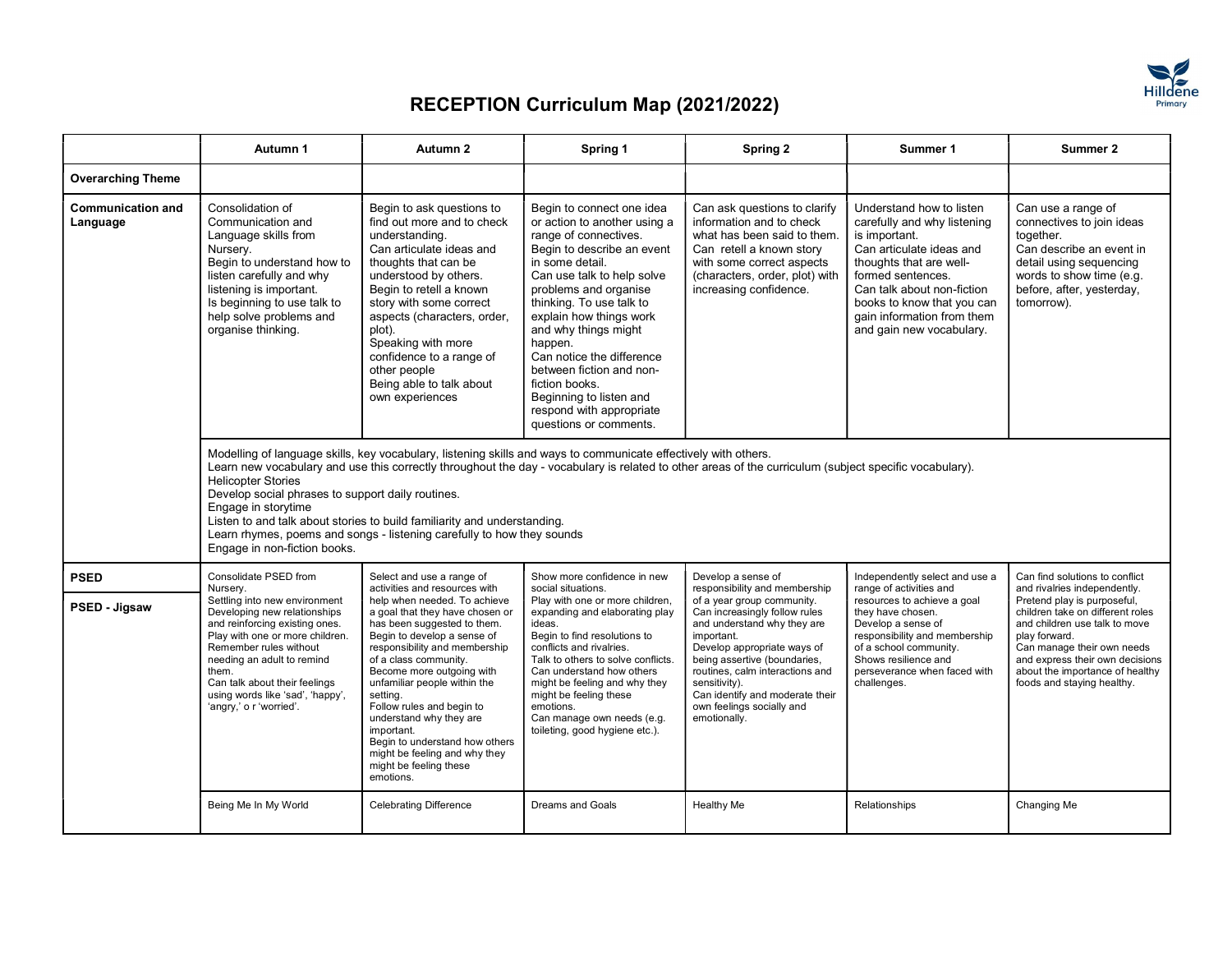# RECEPTION Curriculum Map (2021/2022)

| | Autumn 1 | Autumn 2 | Spring 1 | Spring 2 | Summer 1 | Summer 2 |
|---|---|---|---|---|---|---|
| **Overarching Theme** | | | | | | |
| **Communication and Language** | Consolidation of Communication and Language skills from Nursery.<br>Begin to understand how to listen carefully and why listening is important.<br>Is beginning to use talk to help solve problems and organise thinking. | Begin to ask questions to find out more and to check understanding.<br>Can articulate ideas and thoughts that can be understood by others.<br>Begin to retell a known story with some correct aspects (characters, order, plot).<br>Speaking with more confidence to a range of other people<br>Being able to talk about own experiences | Begin to connect one idea or action to another using a range of connectives.<br>Begin to describe an event in some detail.<br>Can use talk to help solve problems and organise thinking. To use talk to explain how things work and why things might happen.<br>Can notice the difference between fiction and non-fiction books.<br>Beginning to listen and respond with appropriate questions or comments. | Can ask questions to clarify information and to check what has been said to them.<br>Can retell a known story with some correct aspects (characters, order, plot) with increasing confidence. | Understand how to listen carefully and why listening is important.<br>Can articulate ideas and thoughts that are well-formed sentences.<br>Can talk about non-fiction books to know that you can gain information from them and gain new vocabulary. | Can use a range of connectives to join ideas together.<br>Can describe an event in detail using sequencing words to show time (e.g. before, after, yesterday, tomorrow). |
| | Modelling of language skills, key vocabulary, listening skills and ways to communicate effectively with others.<br>Learn new vocabulary and use this correctly throughout the day - vocabulary is related to other areas of the curriculum (subject specific vocabulary).<br>Helicopter Stories<br>Develop social phrases to support daily routines.<br>Engage in storytime<br>Listen to and talk about stories to build familiarity and understanding.<br>Learn rhymes, poems and songs - listening carefully to how they sounds<br>Engage in non-fiction books. | | | | | |
| **PSED**<br><br>**PSED - Jigsaw** | Consolidate PSED from Nursery.<br>Settling into new environment<br>Developing new relationships and reinforcing existing ones.<br>Play with one or more children.<br>Remember rules without needing an adult to remind them.<br>Can talk about their feelings using words like 'sad', 'happy', 'angry,' o r 'worried'. | Select and use a range of activities and resources with help when needed. To achieve a goal that they have chosen or has been suggested to them.<br>Begin to develop a sense of responsibility and membership of a class community.<br>Become more outgoing with unfamiliar people within the setting.<br>Follow rules and begin to understand why they are important.<br>Begin to understand how others might be feeling and why they might be feeling these emotions. | Show more confidence in new social situations.<br>Play with one or more children, expanding and elaborating play ideas.<br>Begin to find resolutions to conflicts and rivalries.<br>Talk to others to solve conflicts.<br>Can understand how others might be feeling and why they might be feeling these emotions.<br>Can manage own needs (e.g. toileting, good hygiene etc.). | Develop a sense of responsibility and membership of a year group community.<br>Can increasingly follow rules and understand why they are important.<br>Develop appropriate ways of being assertive (boundaries, routines, calm interactions and sensitivity).<br>Can identify and moderate their own feelings socially and emotionally. | Independently select and use a range of activities and resources to achieve a goal they have chosen.<br>Develop a sense of responsibility and membership of a school community.<br>Shows resilience and perseverance when faced with challenges. | Can find solutions to conflict and rivalries independently.<br>Pretend play is purposeful, children take on different roles and children use talk to move play forward.<br>Can manage their own needs and express their own decisions about the importance of healthy foods and staying healthy. |
| | Being Me In My World | Celebrating Difference | Dreams and Goals | Healthy Me | Relationships | Changing Me |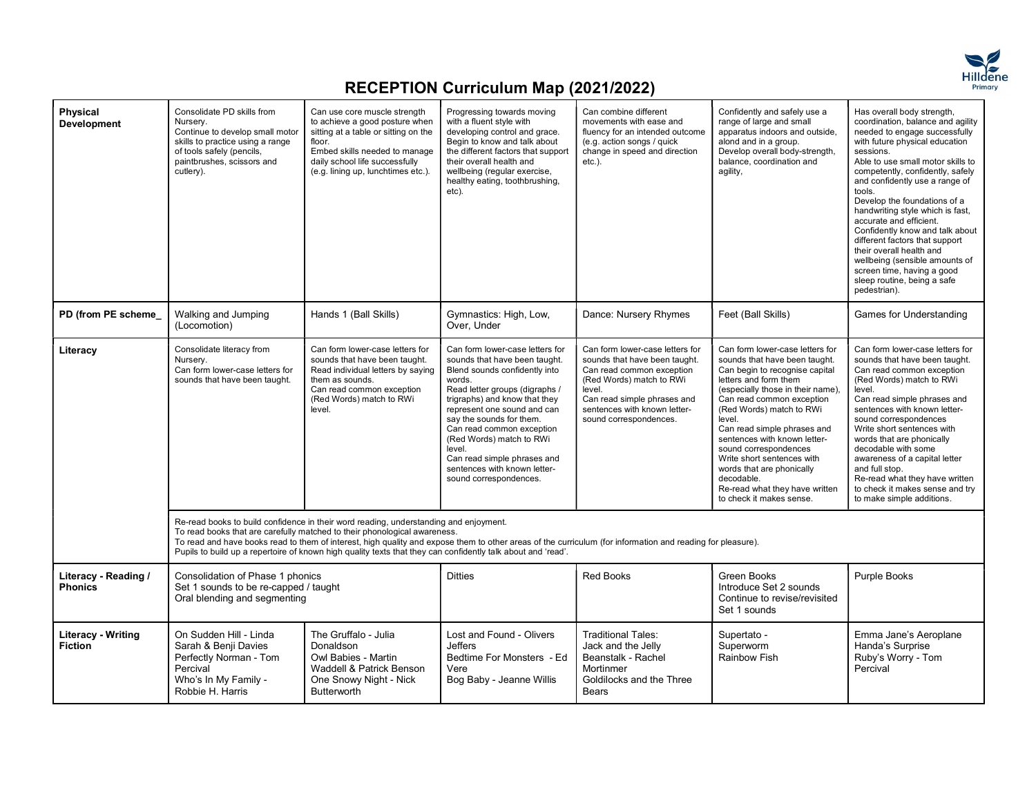# RECEPTION Curriculum Map (2021/2022)

| | | | | | | |
|---|---|---|---|---|---|---|
| **Physical Development** | Consolidate PD skills from Nursery.<br>Continue to develop small motor skills to practice using a range of tools safely (pencils, paintbrushes, scissors and cutlery). | Can use core muscle strength to achieve a good posture when sitting at a table or sitting on the floor.<br>Embed skills needed to manage daily school life successfully (e.g. lining up, lunchtimes etc.). | Progressing towards moving with a fluent style with developing control and grace.<br>Begin to know and talk about the different factors that support their overall health and wellbeing (regular exercise, healthy eating, toothbrushing, etc). | Can combine different movements with ease and fluency for an intended outcome (e.g. action songs / quick change in speed and direction etc.). | Confidently and safely use a range of large and small apparatus indoors and outside, alond and in a group.<br>Develop overall body-strength, balance, coordination and agility, | Has overall body strength, coordination, balance and agility needed to engage successfully with future physical education sessions.<br>Able to use small motor skills to competently, confidently, safely and confidently use a range of tools.<br>Develop the foundations of a handwriting style which is fast, accurate and efficient.<br>Confidently know and talk about different factors that support their overall health and wellbeing (sensible amounts of screen time, having a good sleep routine, being a safe pedestrian). |
| **PD (from PE scheme_** | Walking and Jumping (Locomotion) | Hands 1 (Ball Skills) | Gymnastics: High, Low, Over, Under | Dance: Nursery Rhymes | Feet (Ball Skills) | Games for Understanding |
| **Literacy** | Consolidate literacy from Nursery.<br>Can form lower-case letters for sounds that have been taught. | Can form lower-case letters for sounds that have been taught.<br>Read individual letters by saying them as sounds.<br>Can read common exception (Red Words) match to RWi level. | Can form lower-case letters for sounds that have been taught.<br>Blend sounds confidently into words.<br>Read letter groups (digraphs / trigraphs) and know that they represent one sound and can say the sounds for them.<br>Can read common exception (Red Words) match to RWi level.<br>Can read simple phrases and sentences with known letter-sound correspondences. | Can form lower-case letters for sounds that have been taught.<br>Can read common exception (Red Words) match to RWi level.<br>Can read simple phrases and sentences with known letter-sound correspondences. | Can form lower-case letters for sounds that have been taught.<br>Can begin to recognise capital letters and form them (especially those in their name),<br>Can read common exception (Red Words) match to RWi level.<br>Can read simple phrases and sentences with known letter-sound correspondences<br>Write short sentences with words that are phonically decodable.<br>Re-read what they have written to check it makes sense. | Can form lower-case letters for sounds that have been taught.<br>Can read common exception (Red Words) match to RWi level.<br>Can read simple phrases and sentences with known letter-sound correspondences<br>Write short sentences with words that are phonically decodable with some awareness of a capital letter and full stop.<br>Re-read what they have written to check it makes sense and try to make simple additions. |
| | Re-read books to build confidence in their word reading, understanding and enjoyment.<br>To read books that are carefully matched to their phonological awareness.<br>To read and have books read to them of interest, high quality and expose them to other areas of the curriculum (for information and reading for pleasure).<br>Pupils to build up a repertoire of known high quality texts that they can confidently talk about and 'read'. | | | | | |
| **Literacy - Reading / Phonics** | Consolidation of Phase 1 phonics<br>Set 1 sounds to be re-capped / taught<br>Oral blending and segmenting | | Ditties | Red Books | Green Books<br>Introduce Set 2 sounds<br>Continue to revise/revisited Set 1 sounds | Purple Books |
| **Literacy - Writing Fiction** | On Sudden Hill - Linda Sarah & Benji Davies<br>Perfectly Norman - Tom Percival<br>Who's In My Family - Robbie H. Harris | The Gruffalo - Julia Donaldson<br>Owl Babies - Martin Waddell & Patrick Benson<br>One Snowy Night - Nick Butterworth | Lost and Found - Olivers Jeffers<br>Bedtime For Monsters - Ed Vere<br>Bog Baby - Jeanne Willis | Traditional Tales:<br>Jack and the Jelly Beanstalk - Rachel Mortinmer<br>Goldilocks and the Three Bears | Supertato -<br>Superworm<br>Rainbow Fish | Emma Jane's Aeroplane<br>Handa's Surprise<br>Ruby's Worry - Tom Percival |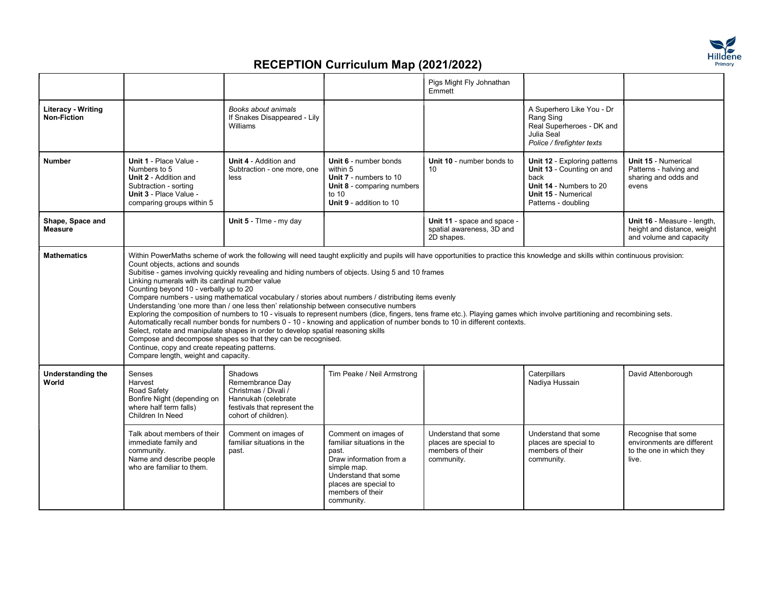# RECEPTION Curriculum Map (2021/2022)

| | | | | | | |
|---|---|---|---|---|---|---|
| | | | | Pigs Might Fly Johnathan Emmett | | |
| **Literacy - Writing Non-Fiction** | | *Books about animals*<br>If Snakes Disappeared - Lily Williams | | | A Superhero Like You - Dr Rang Sing<br>Real Superheroes - DK and Julia Seal<br>*Police / firefighter texts* | |
| **Number** | **Unit 1** - Place Value - Numbers to 5<br>**Unit 2** - Addition and Subtraction - sorting<br>**Unit 3** - Place Value - comparing groups within 5 | **Unit 4** - Addition and Subtraction - one more, one less | **Unit 6** - number bonds within 5<br>**Unit 7** - numbers to 10<br>**Unit 8** - comparing numbers to 10<br>**Unit 9** - addition to 10 | **Unit 10** - number bonds to 10 | **Unit 12** - Exploring patterns<br>**Unit 13** - Counting on and back<br>**Unit 14** - Numbers to 20<br>**Unit 15** - Numerical Patterns - doubling | **Unit 15** - Numerical Patterns - halving and sharing and odds and evens |
| **Shape, Space and Measure** | | **Unit 5** - TIme - my day | | **Unit 11** - space and space - spatial awareness, 3D and 2D shapes. | | **Unit 16** - Measure - length, height and distance, weight and volume and capacity |
| **Mathematics** | Within PowerMaths scheme of work the following will need taught explicitly and pupils will have opportunities to practice this knowledge and skills within continuous provision:<br>Count objects, actions and sounds<br>Subitise - games involving quickly revealing and hiding numbers of objects. Using 5 and 10 frames<br>Linking numerals with its cardinal number value<br>Counting beyond 10 - verbally up to 20<br>Compare numbers - using mathematical vocabulary / stories about numbers / distributing items evenly<br>Understanding 'one more than / one less then' relationship between consecutive numbers<br>Exploring the composition of numbers to 10 - visuals to represent numbers (dice, fingers, tens frame etc.). Playing games which involve partitioning and recombining sets.<br>Automatically recall number bonds for numbers 0 - 10 - knowing and application of number bonds to 10 in different contexts.<br>Select, rotate and manipulate shapes in order to develop spatial reasoning skills<br>Compose and decompose shapes so that they can be recognised.<br>Continue, copy and create repeating patterns.<br>Compare length, weight and capacity. | | | | | |
| **Understanding the World** | Senses<br>Harvest<br>Road Safety<br>Bonfire Night (depending on where half term falls)<br>Children In Need | Shadows<br>Remembrance Day<br>Christmas / Divali / Hannukah (celebrate festivals that represent the cohort of children). | Tim Peake / Neil Armstrong | | Caterpillars<br>Nadiya Hussain | David Attenborough |
| | Talk about members of their immediate family and community.<br>Name and describe people who are familiar to them. | Comment on images of familiar situations in the past. | Comment on images of familiar situations in the past.<br>Draw information from a simple map.<br>Understand that some places are special to members of their community. | Understand that some places are special to members of their community. | Understand that some places are special to members of their community. | Recognise that some environments are different to the one in which they live. |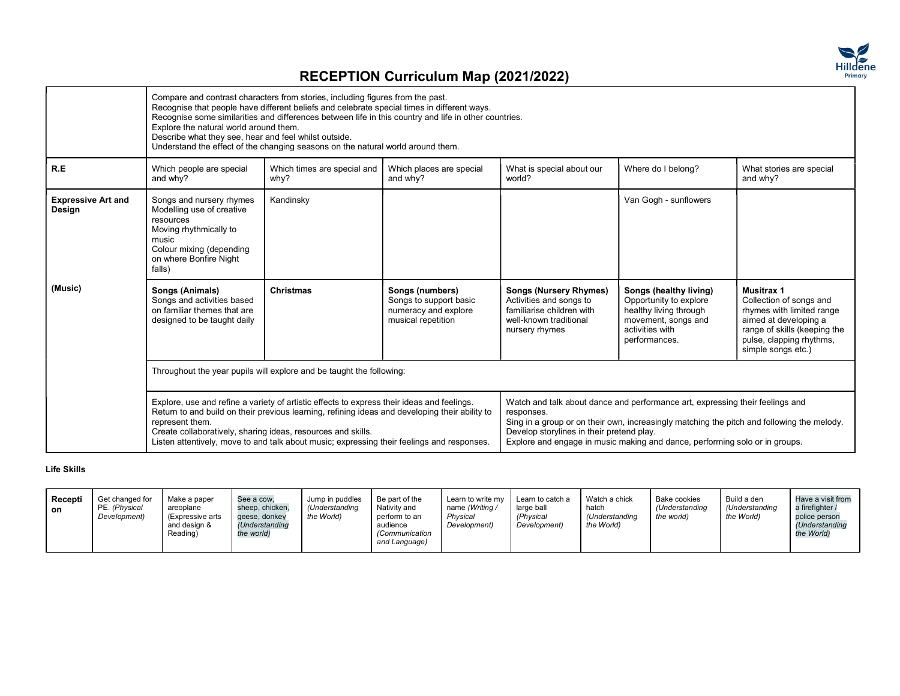# RECEPTION Curriculum Map (2021/2022)

| | | | | | | |
|---|---|---|---|---|---|---|
| | Compare and contrast characters from stories, including figures from the past.<br>Recognise that people have different beliefs and celebrate special times in different ways.<br>Recognise some similarities and differences between life in this country and life in other countries.<br>Explore the natural world around them.<br>Describe what they see, hear and feel whilst outside.<br>Understand the effect of the changing seasons on the natural world around them. | | | | | |
| **R.E** | Which people are special and why? | Which times are special and why? | Which places are special and why? | What is special about our world? | Where do I belong? | What stories are special and why? |
| **Expressive Art and Design** | Songs and nursery rhymes<br>Modelling use of creative resources<br>Moving rhythmically to music<br>Colour mixing (depending on where Bonfire Night falls) | Kandinsky | | | Van Gogh - sunflowers | |
| **(Music)** | **Songs (Animals)**<br>Songs and activities based on familiar themes that are designed to be taught daily | **Christmas** | **Songs (numbers)**<br>Songs to support basic numeracy and explore musical repetition | **Songs (Nursery Rhymes)**<br>Activities and songs to familiarise children with well-known traditional nursery rhymes | **Songs (healthy living)**<br>Opportunity to explore healthy living through movement, songs and activities with performances. | **Musitrax 1**<br>Collection of songs and rhymes with limited range aimed at developing a range of skills (keeping the pulse, clapping rhythms, simple songs etc.) |
| | Throughout the year pupils will explore and be taught the following: | | | | | |
| | Explore, use and refine a variety of artistic effects to express their ideas and feelings.<br>Return to and build on their previous learning, refining ideas and developing their ability to represent them.<br>Create collaboratively, sharing ideas, resources and skills.<br>Listen attentively, move to and talk about music; expressing their feelings and responses. | | | Watch and talk about dance and performance art, expressing their feelings and responses.<br>Sing in a group or on their own, increasingly matching the pitch and following the melody.<br>Develop storylines in their pretend play.<br>Explore and engage in music making and dance, performing solo or in groups. | | |

**Life Skills**

| | | | | | | | | | | | | |
|---|---|---|---|---|---|---|---|---|---|---|---|---|
| **Reception** | Get changed for PE. *(Physical Development)* | Make a paper areoplane (Expressive arts and design & Reading) | See a cow, sheep, chicken, geese, donkey *(Understanding the world)* | Jump in puddles *(Understanding the World)* | Be part of the Nativity and perform to an audience *(Communication and Language)* | Learn to write my name *(Writing / Physical Development)* | Learn to catch a large ball *(Physical Development)* | Watch a chick hatch *(Understanding the World)* | Bake cookies *(Understanding the world)* | Build a den *(Understanding the World)* | Have a visit from a firefighter / police person *(Understanding the World)* |